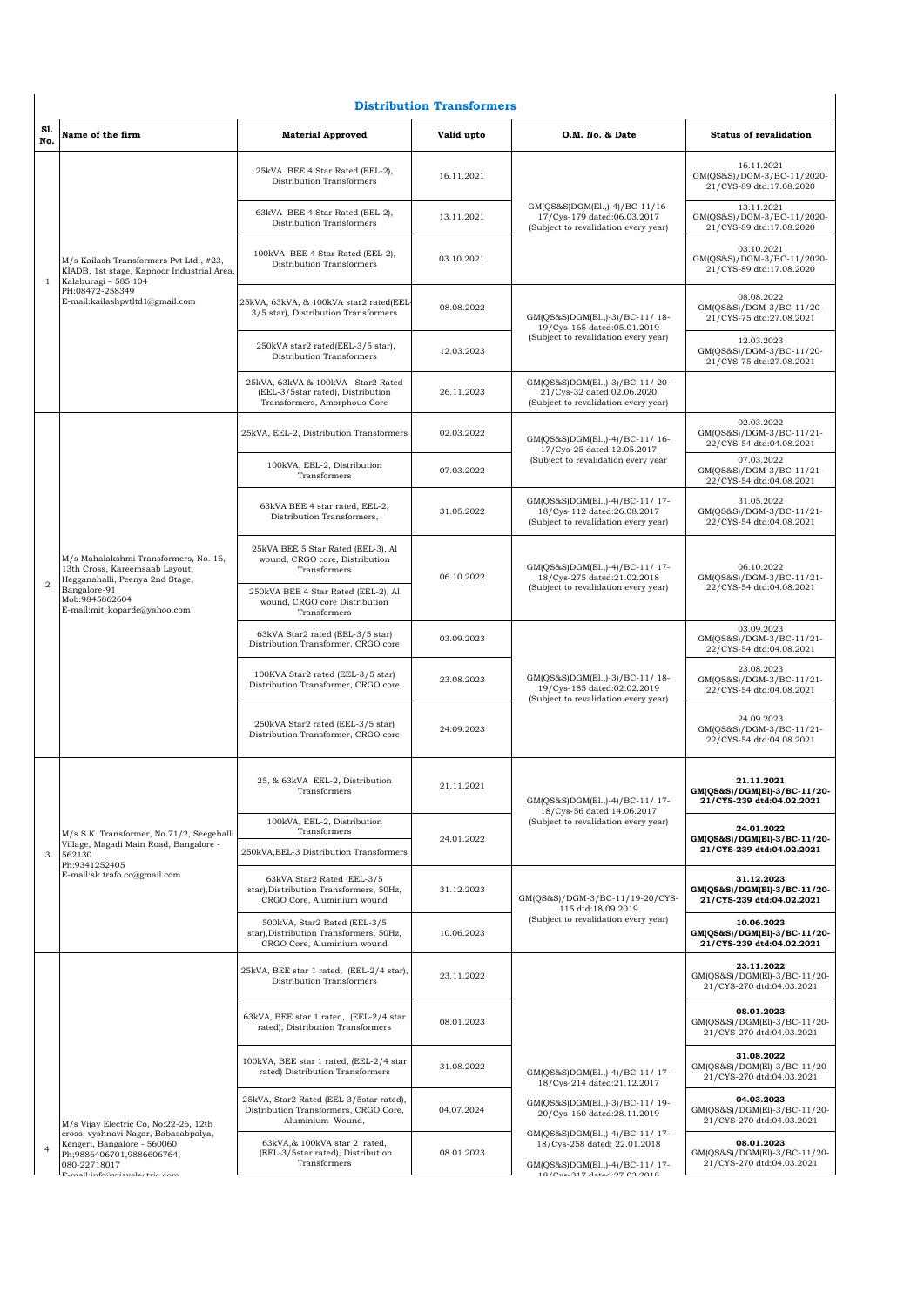## Distribution Transformers

| Sl. No. | Name of the firm | Material Approved | Valid upto | O.M. No. & Date | Status of revalidation |
|---|---|---|---|---|---|
| 1 | M/s Kailash Transformers Pvt Ltd., #23, KIADB, 1st stage, Kapnoor Industrial Area, Kalaburagi – 585 104<br>PH:08472-258349<br>E-mail:kailashpvtltd1@gmail.com | 25kVA BEE 4 Star Rated (EEL-2), Distribution Transformers | 16.11.2021 | GM(QS&S)DGM(El.,)-4)/BC-11/16-17/Cys-179 dated:06.03.2017<br>(Subject to revalidation every year) | 16.11.2021<br>GM(QS&S)/DGM-3/BC-11/2020-21/CYS-89 dtd:17.08.2020 |
| | | 63kVA BEE 4 Star Rated (EEL-2), Distribution Transformers | 13.11.2021 | | 13.11.2021<br>GM(QS&S)/DGM-3/BC-11/2020-21/CYS-89 dtd:17.08.2020 |
| | | 100kVA BEE 4 Star Rated (EEL-2), Distribution Transformers | 03.10.2021 | | 03.10.2021<br>GM(QS&S)/DGM-3/BC-11/2020-21/CYS-89 dtd:17.08.2020 |
| | | 25kVA, 63kVA, & 100kVA star2 rated(EEL-3/5 star), Distribution Transformers | 08.08.2022 | GM(QS&S)DGM(El.,)-3)/BC-11/ 18-19/Cys-165 dated:05.01.2019<br>(Subject to revalidation every year) | 08.08.2022<br>GM(QS&S)/DGM-3/BC-11/20-21/CYS-75 dtd:27.08.2021 |
| | | 250kVA star2 rated(EEL-3/5 star), Distribution Transformers | 12.03.2023 | | 12.03.2023<br>GM(QS&S)/DGM-3/BC-11/20-21/CYS-75 dtd:27.08.2021 |
| | | 25kVA, 63kVA & 100kVA Star2 Rated (EEL-3/5star rated), Distribution Transformers, Amorphous Core | 26.11.2023 | GM(QS&S)DGM(El.,)-3)/BC-11/ 20-21/Cys-32 dated:02.06.2020<br>(Subject to revalidation every year) | |
| 2 | M/s Mahalakshmi Transformers, No. 16, 13th Cross, Kareemsaab Layout, Hegganahalli, Peenya 2nd Stage, Bangalore-91<br>Mob:9845862604<br>E-mail:mit_koparde@yahoo.com | 25kVA, EEL-2, Distribution Transformers | 02.03.2022 | GM(QS&S)DGM(El.,)-4)/BC-11/ 16-17/Cys-25 dated:12.05.2017<br>(Subject to revalidation every year | 02.03.2022<br>GM(QS&S)/DGM-3/BC-11/21-22/CYS-54 dtd:04.08.2021 |
| | | 100kVA, EEL-2, Distribution Transformers | 07.03.2022 | | 07.03.2022<br>GM(QS&S)/DGM-3/BC-11/21-22/CYS-54 dtd:04.08.2021 |
| | | 63kVA BEE 4 star rated, EEL-2, Distribution Transformers, | 31.05.2022 | GM(QS&S)DGM(El.,)-4)/BC-11/ 17-18/Cys-112 dated:26.08.2017<br>(Subject to revalidation every year) | 31.05.2022<br>GM(QS&S)/DGM-3/BC-11/21-22/CYS-54 dtd:04.08.2021 |
| | | 25kVA BEE 5 Star Rated (EEL-3), Al wound, CRGO core, Distribution Transformers | 06.10.2022 | GM(QS&S)DGM(El.,)-4)/BC-11/ 17-18/Cys-275 dated:21.02.2018<br>(Subject to revalidation every year) | 06.10.2022<br>GM(QS&S)/DGM-3/BC-11/21-22/CYS-54 dtd:04.08.2021 |
| | | 250kVA BEE 4 Star Rated (EEL-2), Al wound, CRGO core Distribution Transformers | | | |
| | | 63kVA Star2 rated (EEL-3/5 star) Distribution Transformer, CRGO core | 03.09.2023 | GM(QS&S)DGM(El.,)-3)/BC-11/ 18-19/Cys-185 dated:02.02.2019<br>(Subject to revalidation every year) | 03.09.2023<br>GM(QS&S)/DGM-3/BC-11/21-22/CYS-54 dtd:04.08.2021 |
| | | 100KVA Star2 rated (EEL-3/5 star) Distribution Transformer, CRGO core | 23.08.2023 | | 23.08.2023<br>GM(QS&S)/DGM-3/BC-11/21-22/CYS-54 dtd:04.08.2021 |
| | | 250kVA Star2 rated (EEL-3/5 star) Distribution Transformer, CRGO core | 24.09.2023 | | 24.09.2023<br>GM(QS&S)/DGM-3/BC-11/21-22/CYS-54 dtd:04.08.2021 |
| 3 | M/s S.K. Transformer, No.71/2, Seegehalli Village, Magadi Main Road, Bangalore - 562130<br>Ph:9341252405<br>E-mail:sk.trafo.co@gmail.com | 25, & 63kVA EEL-2, Distribution Transformers | 21.11.2021 | GM(QS&S)DGM(El.,)-4)/BC-11/ 17-18/Cys-56 dated:14.06.2017<br>(Subject to revalidation every year) | **21.11.2021<br>GM(QS&S)/DGM(El)-3/BC-11/20-21/CYS-239 dtd:04.02.2021** |
| | | 100kVA, EEL-2, Distribution Transformers | 24.01.2022 | | **24.01.2022<br>GM(QS&S)/DGM(El)-3/BC-11/20-21/CYS-239 dtd:04.02.2021** |
| | | 250kVA,EEL-3 Distribution Transformers | | | |
| | | 63kVA Star2 Rated (EEL-3/5 star),Distribution Transformers, 50Hz, CRGO Core, Aluminium wound | 31.12.2023 | GM(QS&S)/DGM-3/BC-11/19-20/CYS-115 dtd:18.09.2019<br>(Subject to revalidation every year) | **31.12.2023<br>GM(QS&S)/DGM(El)-3/BC-11/20-21/CYS-239 dtd:04.02.2021** |
| | | 500kVA, Star2 Rated (EEL-3/5 star),Distribution Transformers, 50Hz, CRGO Core, Aluminium wound | 10.06.2023 | | **10.06.2023<br>GM(QS&S)/DGM(El)-3/BC-11/20-21/CYS-239 dtd:04.02.2021** |
| 4 | M/s Vijay Electric Co, No:22-26, 12th cross, vyshnavi Nagar, Babasabpalya, Kengeri, Bangalore - 560060<br>Ph:9886406701,9886606764, 080-22718017<br>E-mail:info@vijayelectric.com | 25kVA, BEE star 1 rated, (EEL-2/4 star), Distribution Transformers | 23.11.2022 | GM(QS&S)DGM(El.,)-4)/BC-11/ 17-18/Cys-214 dated:21.12.2017<br>GM(QS&S)DGM(El.,)-3)/BC-11/ 19-20/Cys-160 dated:28.11.2019<br>GM(QS&S)DGM(El.,)-4)/BC-11/ 17-18/Cys-258 dated: 22.01.2018<br>GM(QS&S)DGM(El.,)-4)/BC-11/ 17-18/Cys-317 dated:27.03.2018 | **23.11.2022**<br>GM(QS&S)/DGM(El)-3/BC-11/20-21/CYS-270 dtd:04.03.2021 |
| | | 63kVA, BEE star 1 rated, (EEL-2/4 star rated), Distribution Transformers | 08.01.2023 | | **08.01.2023**<br>GM(QS&S)/DGM(El)-3/BC-11/20-21/CYS-270 dtd:04.03.2021 |
| | | 100kVA, BEE star 1 rated, (EEL-2/4 star rated) Distribution Transformers | 31.08.2022 | | **31.08.2022**<br>GM(QS&S)/DGM(El)-3/BC-11/20-21/CYS-270 dtd:04.03.2021 |
| | | 25kVA, Star2 Rated (EEL-3/5star rated), Distribution Transformers, CRGO Core, Aluminium Wound, | 04.07.2024 | | **04.03.2023**<br>GM(QS&S)/DGM(El)-3/BC-11/20-21/CYS-270 dtd:04.03.2021 |
| | | 63kVA,& 100kVA star 2 rated, (EEL-3/5star rated), Distribution Transformers | 08.01.2023 | | **08.01.2023**<br>GM(QS&S)/DGM(El)-3/BC-11/20-21/CYS-270 dtd:04.03.2021 |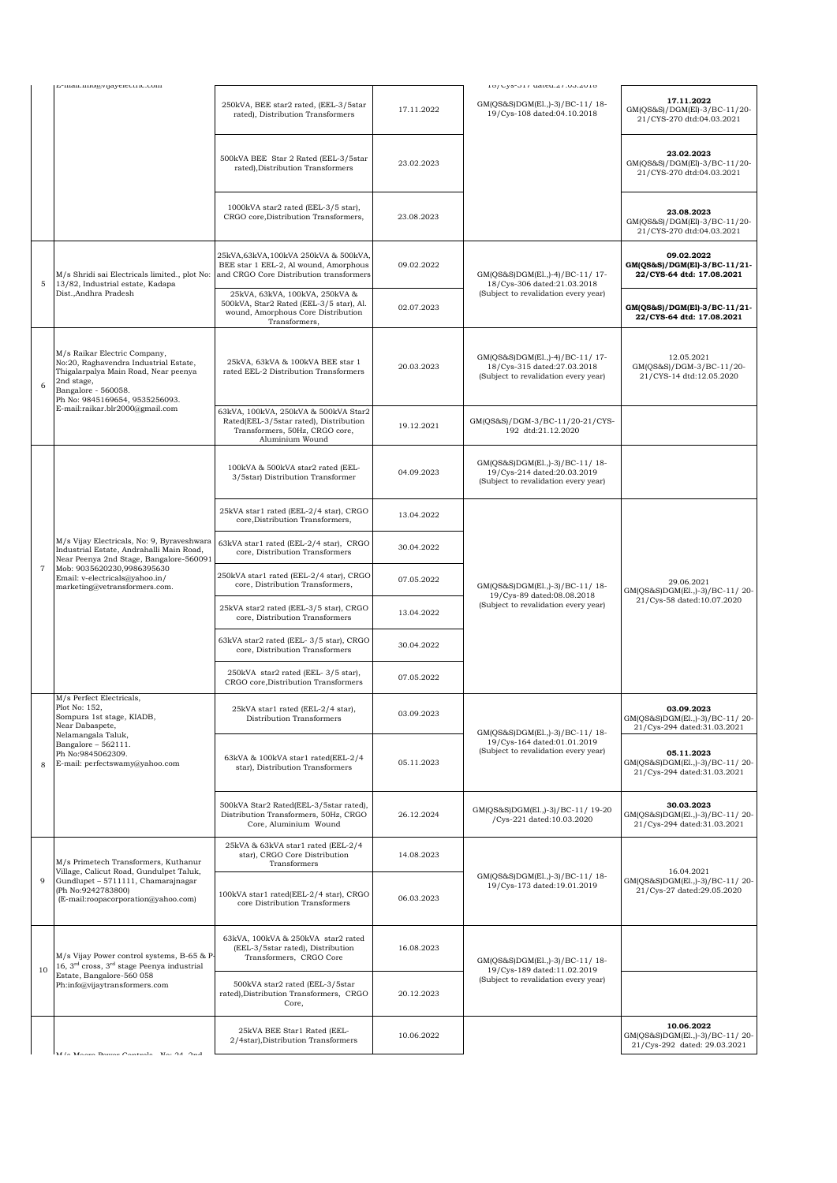| | E-mail:info@vijayelectric.com | | | 18/Cys-317 dated:27.03.2018 | |
|---|---|---|---|---|---|
| | | 250kVA, BEE star2 rated, (EEL-3/5star rated), Distribution Transformers | 17.11.2022 | GM(QS&S)DGM(El.,)-3)/BC-11/ 18-19/Cys-108 dated:04.10.2018 | **17.11.2022** GM(QS&S)/DGM(El)-3/BC-11/20-21/CYS-270 dtd:04.03.2021 |
| | | 500kVA BEE Star 2 Rated (EEL-3/5star rated),Distribution Transformers | 23.02.2023 | | **23.02.2023** GM(QS&S)/DGM(El)-3/BC-11/20-21/CYS-270 dtd:04.03.2021 |
| | | 1000kVA star2 rated (EEL-3/5 star), CRGO core,Distribution Transformers, | 23.08.2023 | | **23.08.2023** GM(QS&S)/DGM(El)-3/BC-11/20-21/CYS-270 dtd:04.03.2021 |
| 5 | M/s Shridi sai Electricals limited., plot No: 13/82, Industrial estate, Kadapa Dist.,Andhra Pradesh | 25kVA,63kVA,100kVA 250kVA & 500kVA, BEE star 1 EEL-2, Al wound, Amorphous and CRGO Core Distribution transformers | 09.02.2022 | GM(QS&S)DGM(El.,)-4)/BC-11/ 17-18/Cys-306 dated:21.03.2018 (Subject to revalidation every year) | **09.02.2022 GM(QS&S)/DGM(El)-3/BC-11/21-22/CYS-64 dtd: 17.08.2021** |
| | | 25kVA, 63kVA, 100kVA, 250kVA & 500kVA, Star2 Rated (EEL-3/5 star), Al. wound, Amorphous Core Distribution Transformers, | 02.07.2023 | | **GM(QS&S)/DGM(El)-3/BC-11/21-22/CYS-64 dtd: 17.08.2021** |
| 6 | M/s Raikar Electric Company, No:20, Raghavendra Industrial Estate, Thigalarpalya Main Road, Near peenya 2nd stage, Bangalore - 560058. Ph No: 9845169654, 9535256093. E-mail:raikar.blr2000@gmail.com | 25kVA, 63kVA & 100kVA BEE star 1 rated EEL-2 Distribution Transformers | 20.03.2023 | GM(QS&S)DGM(El.,)-4)/BC-11/ 17-18/Cys-315 dated:27.03.2018 (Subject to revalidation every year) | 12.05.2021 GM(QS&S)/DGM-3/BC-11/20-21/CYS-14 dtd:12.05.2020 |
| | | 63kVA, 100kVA, 250kVA & 500kVA Star2 Rated(EEL-3/5star rated), Distribution Transformers, 50Hz, CRGO core, Aluminium Wound | 19.12.2021 | GM(QS&S)/DGM-3/BC-11/20-21/CYS-192 dtd:21.12.2020 | |
| 7 | M/s Vijay Electricals, No: 9, Byraveshwara Industrial Estate, Andrahalli Main Road, Near Peenya 2nd Stage, Bangalore-560091 Mob: 9035620230,9986395630 Email: v-electricals@yahoo.in/ marketing@vetransformers.com. | 100kVA & 500kVA star2 rated (EEL-3/5star) Distribution Transformer | 04.09.2023 | GM(QS&S)DGM(El.,)-3)/BC-11/ 18-19/Cys-214 dated:20.03.2019 (Subject to revalidation every year) | |
| | | 25kVA star1 rated (EEL-2/4 star), CRGO core,Distribution Transformers, | 13.04.2022 | GM(QS&S)DGM(El.,)-3)/BC-11/ 18-19/Cys-89 dated:08.08.2018 (Subject to revalidation every year) | 29.06.2021 GM(QS&S)DGM(El.,)-3)/BC-11/ 20-21/Cys-58 dated:10.07.2020 |
| | | 63kVA star1 rated (EEL-2/4 star), CRGO core, Distribution Transformers | 30.04.2022 | | |
| | | 250kVA star1 rated (EEL-2/4 star), CRGO core, Distribution Transformers, | 07.05.2022 | | |
| | | 25kVA star2 rated (EEL-3/5 star), CRGO core, Distribution Transformers | 13.04.2022 | | |
| | | 63kVA star2 rated (EEL- 3/5 star), CRGO core, Distribution Transformers | 30.04.2022 | | |
| | | 250kVA star2 rated (EEL- 3/5 star), CRGO core,Distribution Transformers | 07.05.2022 | | |
| 8 | M/s Perfect Electricals, Plot No: 152, Sompura 1st stage, KIADB, Near Dabaspete, Nelamangala Taluk, Bangalore – 562111. Ph No:9845062309. E-mail: perfectswamy@yahoo.com | 25kVA star1 rated (EEL-2/4 star), Distribution Transformers | 03.09.2023 | GM(QS&S)DGM(El.,)-3)/BC-11/ 18-19/Cys-164 dated:01.01.2019 (Subject to revalidation every year) | **03.09.2023** GM(QS&S)DGM(El.,)-3)/BC-11/ 20-21/Cys-294 dated:31.03.2021 |
| | | 63kVA & 100kVA star1 rated(EEL-2/4 star), Distribution Transformers | 05.11.2023 | | **05.11.2023** GM(QS&S)DGM(El.,)-3)/BC-11/ 20-21/Cys-294 dated:31.03.2021 |
| | | 500kVA Star2 Rated(EEL-3/5star rated), Distribution Transformers, 50Hz, CRGO Core, Aluminium Wound | 26.12.2024 | GM(QS&S)DGM(El.,)-3)/BC-11/ 19-20 /Cys-221 dated:10.03.2020 | **30.03.2023** GM(QS&S)DGM(El.,)-3)/BC-11/ 20-21/Cys-294 dated:31.03.2021 |
| 9 | M/s Primetech Transformers, Kuthanur Village, Calicut Road, Gundulpet Taluk, Gundlupet – 5711111, Chamarajnagar (Ph No:9242783800) (E-mail:roopacorporation@yahoo.com) | 25kVA & 63kVA star1 rated (EEL-2/4 star), CRGO Core Distribution Transformers | 14.08.2023 | GM(QS&S)DGM(El.,)-3)/BC-11/ 18-19/Cys-173 dated:19.01.2019 | 16.04.2021 GM(QS&S)DGM(El.,)-3)/BC-11/ 20-21/Cys-27 dated:29.05.2020 |
| | | 100kVA star1 rated(EEL-2/4 star), CRGO core Distribution Transformers | 06.03.2023 | | |
| 10 | M/s Vijay Power control systems, B-65 & P-16, 3rd cross, 3rd stage Peenya industrial Estate, Bangalore-560 058 Ph:info@vijaytransformers.com | 63kVA, 100kVA & 250kVA star2 rated (EEL-3/5star rated), Distribution Transformers, CRGO Core | 16.08.2023 | GM(QS&S)DGM(El.,)-3)/BC-11/ 18-19/Cys-189 dated:11.02.2019 (Subject to revalidation every year) | |
| | | 500kVA star2 rated (EEL-3/5star rated),Distribution Transformers, CRGO Core, | 20.12.2023 | | |
| | M/s Meera Power Controls, No: 24, 2nd | 25kVA BEE Star1 Rated (EEL-2/4star),Distribution Transformers | 10.06.2022 | | **10.06.2022** GM(QS&S)DGM(El.,)-3)/BC-11/ 20-21/Cys-292 dated: 29.03.2021 |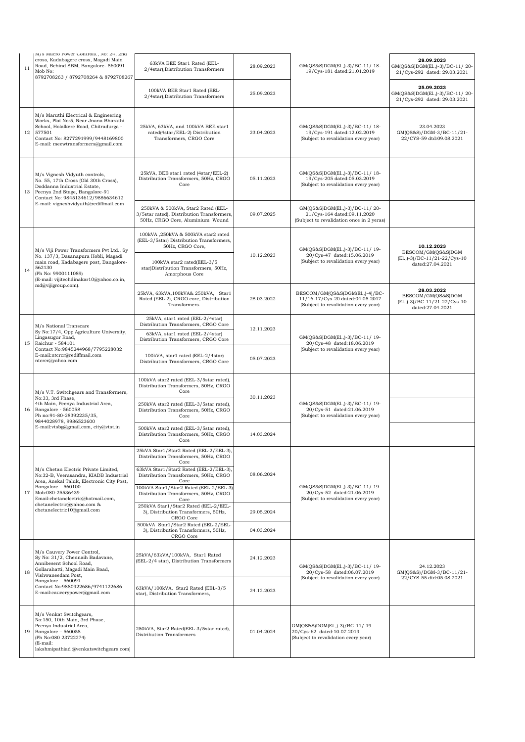| 11 | M/s Macro Power Controls., No: 24, 2nd cross, Kadabagere cross, Magadi Main Road, Behind SBM, Bangalore- 560091 Mob No: 8792708263 / 8792708264 & 8792708267 | 63kVA BEE Star1 Rated (EEL-2/4star),Distribution Transformers | 28.09.2023 | GM(QS&S)DGM(El.,)-3)/BC-11/ 18-19/Cys-181 dated:21.01.2019 | **28.09.2023** GM(QS&S)DGM(El.,)-3)/BC-11/ 20-21/Cys-292 dated: 29.03.2021 |
|---|---|---|---|---|---|
| | | 100kVA BEE Star1 Rated (EEL-2/4star),Distribution Transformers | 25.09.2023 | | **25.09.2023** GM(QS&S)DGM(El.,)-3)/BC-11/ 20-21/Cys-292 dated: 29.03.2021 |
| 12 | M/s Maruthi Electrical & Engineering Works, Plot No:5, Near Jnana Bharathi School, Holalkere Road, Chitradurga - 577501 Contact No: 8277291999/9448169800 E-mail: meewtransformers@gmail.com | 25kVA, 63kVA, and 100kVA BEE star1 rated(4star/EEL-2) Distribution Transformers, CRGO Core | 23.04.2023 | GM(QS&S)DGM(El.,)-3)/BC-11/ 18-19/Cys-191 dated:12.02.2019 (Subject to revalidation every year) | 23.04.2023 GM(QS&S)/DGM-3/BC-11/21-22/CYS-59 dtd:09.08.2021 |
| 13 | M/s Vignesh Vidyuth controls, No. 55, 17th Cross (Old 30th Cross), Doddanna Industrial Estate, Peenya 2nd Stage, Bangalore-91 Contact No: 9845134612/9886634612 E-mail: vigneshvidyuth@rediffmail.com | 25kVA, BEE star1 rated (4star/EEL-2) Distribution Transformers, 50Hz, CRGO Core | 05.11.2023 | GM(QS&S)DGM(El.,)-3)/BC-11/ 18-19/Cys-205 dated:05.03.2019 (Subject to revalidation every year) | |
| | | 250kVA & 500kVA, Star2 Rated (EEL-3/5star rated), Distribution Transformers, 50Hz, CRGO Core, Aluminium Wound | 09.07.2025 | GM(QS&S)DGM(El.,)-3)/BC-11/ 20-21/Cys-164 dated:09.11.2020 (Subject to revalidation once in 2 yeras) | |
| 14 | M/s Viji Power Transformers Pvt Ltd., Sy No. 137/3, Dasanapura Hobli, Magadi main road, Kadabagere post, Bangalore-562130 (Ph No: 9900111089) (E-mail: vijitechdinakar10@yahoo.co.in, md@vijigroup.com). | 100kVA ,250kVA & 500kVA star2 rated (EEL-3/5star) Distribution Transformers, 50Hz, CRGO Core, | 10.12.2023 | GM(QS&S)DGM(El.,)-3)/BC-11/ 19-20/Cys-47 dated:15.06.2019 (Subject to revalidation every year) | **10.12.2023** BESCOM/GM(QS&S)DGM (El.,)-3)/BC-11/21-22/Cys-10 dated:27.04.2021 |
| | | 100kVA star2 rated(EEL-3/5 star)Distribution Transformers, 50Hz, Amorphous Core | | | |
| | | 25kVA, 63kVA,100kVA& 250kVA, Star1 Rated (EEL-2), CRGO core, Distribution Transformers. | 28.03.2022 | BESCOM/GM(QS&S)DGM(El.,)-4)/BC-11/16-17/Cys-20 dated:04.05.2017 (Subject to revalidation every year) | **28.03.2022** BESCOM/GM(QS&S)DGM (El.,)-3)/BC-11/21-22/Cys-10 dated:27.04.2021 |
| 15 | M/s National Transcare Sy No:17/4, Opp Agriculture University, Lingasugur Road, Raichur - 584101 Contact No:9845244968/7795228032 E-mail:ntcrcr@rediffmail.com ntcrcr@yahoo.com | 25kVA, star1 rated (EEL-2/4star) Distribution Transformers, CRGO Core | 12.11.2023 | GM(QS&S)DGM(El.,)-3)/BC-11/ 19-20/Cys-48 dated:18.06.2019 (Subject to revalidation every year) | |
| | | 63kVA, star1 rated (EEL-2/4star) Distribution Transformers, CRGO Core | | | |
| | | 100kVA, star1 rated (EEL-2/4star) Distribution Transformers, CRGO Core | 05.07.2023 | | |
| 16 | M/s V.T. Switchgears and Transformers, No:33, 3rd Phase, 4th Main, Peenya Industrial Area, Bangalore - 560058 Ph no:91-80-28392235/35, 9844028978, 9986523600 E-mail:vtsbg@gmail.com, city@vtst.in | 100kVA star2 rated (EEL-3/5star rated), Distribution Transformers, 50Hz, CRGO Core | 30.11.2023 | GM(QS&S)DGM(El.,)-3)/BC-11/ 19-20/Cys-51 dated:21.06.2019 (Subject to revalidation every year) | |
| | | 250kVA star2 rated (EEL-3/5star rated), Distribution Transformers, 50Hz, CRGO Core | | | |
| | | 500kVA star2 rated (EEL-3/5star rated), Distribution Transformers, 50Hz, CRGO Core | 14.03.2024 | | |
| 17 | M/s Chetan Electric Private Limited, No:32-B, Veerasandra, KIADB Industrial Area, Anekal Taluk, Electronic City Post, Bangalore – 560100 Mob:080-25536439 Email:chetanelectric@hotmail.com, chetanelectric@yahoo.com & chetanelectric10@gmail.com | 25kVA Star1/Star2 Rated (EEL-2/EEL-3), Distribution Transformers, 50Hz, CRGO Core | 08.06.2024 | GM(QS&S)DGM(El.,)-3)/BC-11/ 19-20/Cys-52 dated:21.06.2019 (Subject to revalidation every year) | |
| | | 63kVA Star1/Star2 Rated (EEL-2/EEL-3), Distribution Transformers, 50Hz, CRGO Core | | | |
| | | 100kVA Star1/Star2 Rated (EEL-2/EEL-3) Distribution Transformers, 50Hz, CRGO Core | | | |
| | | 250kVA Star1/Star2 Rated (EEL-2/EEL-3), Distribution Transformers, 50Hz, CRGO Core | 29.05.2024 | | |
| | | 500kVA Star1/Star2 Rated (EEL-2/EEL-3), Distribution Transformers, 50Hz, CRGO Core | 04.03.2024 | | |
| 18 | M/s Cauvery Power Control, Sy No: 31/2, Chennaih Badavane, Annibesent School Road, Gollarahatti, Magadi Main Road, Vishwaneedam Post, Bangalore – 560091 Contact No:9880922686/9741122686 E-mail:cauverypower@gmail.com | 25kVA/63kVA/100kVA, Star1 Rated (EEL-2/4 star), Distribution Transformers | 24.12.2023 | GM(QS&S)DGM(El.,)-3)/BC-11/ 19-20/Cys-58 dated:06.07.2019 (Subject to revalidation every year) | 24.12.2023 GM(QS&S)/DGM-3/BC-11/21-22/CYS-55 dtd:05.08.2021 |
| | | 63kVA/100kVA, Star2 Rated (EEL-3/5 star), Distribution Transformers, | 24.12.2023 | | |
| 19 | M/s Venkat Switchgears, No:150, 10th Main, 3rd Phase, Peenya Industrial Area, Bangalore – 560058 (Ph No:080 23722274) (E-mail: lakshmipathiad @venkatswitchgears.com) | 250kVA, Star2 Rated(EEL-3/5star rated), Distribution Transformers | 01.04.2024 | GM(QS&S)DGM(El.,)-3)/BC-11/ 19-20/Cys-62 dated:10.07.2019 (Subject to revalidation every year) | |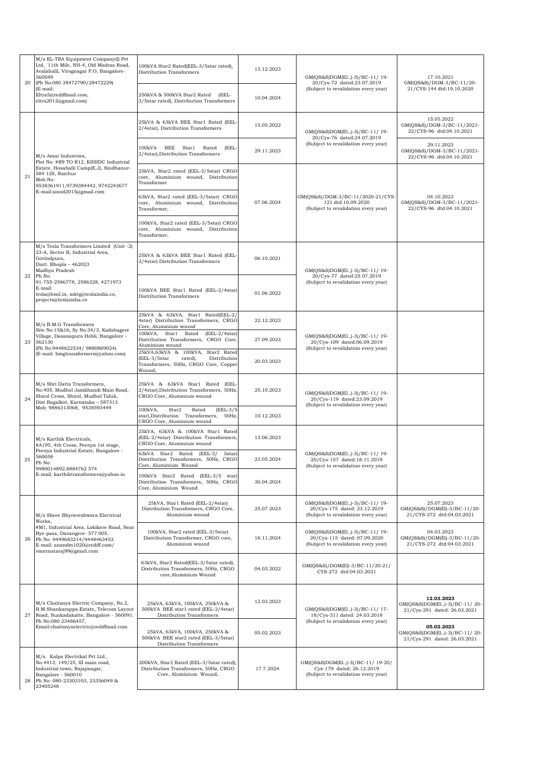| 20 | M/s EL-TRA Equipment Company(I) Pvt Ltd, 11th Mile, NH-4, Old Madras Road, Avalahalli, Virognagar P.O, Bangalore-560049 (Ph No:080 28472790/28472229) (E-mail: Eltra5@rediffmail.com, eltra2012@gmail.com) | 100kVA Star2 Rated(EEL-3/5star rated), Distribution Transformers | 13.12.2023 | GM(QS&S)DGM(El.,)-3)/BC-11/ 19-20/Cys-72 dated:23.07.2019 (Subject to revalidation every year) | 17.10.2021 GM(QS&S)/DGM-3/BC-11/20-21/CYS-144 dtd:19.10.2020 |
|---|---|---|---|---|---|
| | | 250kVA & 500kVA Star2 Rated (EEL-3/5star rated), Distribution Transformers | 10.04.2024 | | |
| 21 | M/s Amar Industries, Plot No: #R9 TO R12, KSSIDC Industrial Estate, Hosahalli Camp(E.J), Sindhanur-584 128, Raichur Mob No: 9538361911,9739384442, 9742243677 E-mail:aisnd2015@gmail.com | 25kVA & 63kVA BEE Star1 Rated (EEL-2/4star), Distribution Transformers | 15.05.2022 | GM(QS&S)DGM(El.,)-3)/BC-11/ 19-20/Cys-76 dated:24.07.2019 (Subject to revalidation every year) | 15.05.2022 GM(QS&S)/DGM-3/BC-11/2021-22/CYS-96 dtd:04.10.2021 |
| | | 100kVA BEE Star1 Rated (EEL-2/4star),Distribution Transformers | 29.11.2023 | | 29.11.2023 GM(QS&S)/DGM-3/BC-11/2021-22/CYS-96 dtd:04.10.2021 |
| | | 25kVA, Star2 rated (EEL-3/5star) CRGO core, Aluminium wound, Distribution Transformer | | GM(QS&S)/DGM-3/BC-11/2020-21/CYS-121 dtd:10.09.2020 (Subject to revalidation every year) | |
| | | 63kVA, Star2 rated (EEL-3/5star) CRGO core, Aluminium wound, Distribution Transformer, | 07.06.2024 | | 04.10.2023 GM(QS&S)/DGM-3/BC-11/2021-22/CYS-96 dtd:04.10.2021 |
| | | 100kVA, Star2 rated (EEL-3/5star) CRGO core, Aluminium wound, Distribution Transformer, | | | |
| 22 | M/s Tesla Transformers Limited (Unit -2) 23-A, Sector B, Industrial Area, Govindpura, Distt. Bhopla – 462023 Madhya Pradesh Ph No: 91-755-2586778, 2586328, 4271973 E-mail: tesla@bsnl.in, mktg@teslaindia.co, projects@teslaindia.co | 25kVA & 63kVA BEE Star1 Rated (EEL-2/4star) Distribution Transformers | 06.10.2021 | GM(QS&S)DGM(El.,)-3)/BC-11/ 19-20/Cys-77 dated:25.07.2019 (Subject to revalidation every year) | |
| | | 100kVA BEE Star1 Rated (EEL-2/4star) Distribution Transformers | 01.06.2022 | | |
| 23 | M/s B.M.G Transformers Site No:15&16, Sy No:34/3, Kadabagere Village, Dasanapura Hobli, Bangalore - 562130 (Ph No:9448622534/ 9880869024) (E-mail: bmgtransformers@yahoo.com) | 25kVA & 63kVA, Star1 Rated(EEL-2/ 4star) Distribution Transformers, CRGO Core, Aluminium wound | 22.12.2023 | GM(QS&S)DGM(El.,)-3)/BC-11/ 19-20/Cys-109 dated:06.09.2019 (Subject to revalidation every year) | |
| | | 100kVA, Star1 Rated (EEL-2/4star) Distribution Transformers, CRGO Core, Aluminium wound | 27.09.2023 | | |
| | | 25kVA,63kVA & 100kVA, Star2 Rated (EEL-3/5star rated), Distribution Transformers, 50Hz, CRGO Core, Copper Wound, | 20.03.2023 | | |
| 24 | M/s Shri Datta Transformers, No:405, Mudhol Jamkhandi Main Road, Shirol Cross, Shirol, Mudhol Taluk, Dist Bagalkot, Karnataka – 587313 Mob: 9886313068, 9538593449 | 25kVA & 63kVA Star1 Rated (EEL-2/4star),Distribution Transformers, 50Hz, CRGO Core, Aluminium wound | 25.10.2023 | GM(QS&S)DGM(El.,)-3)/BC-11/ 19-20/Cys-119 dated:23.09.2019 (Subject to revalidation every year) | |
| | | 100kVA, Star2 Rated (EEL-3/5 star),Distribution Transformers, 50Hz, CRGO Core, Aluminium wound | 10.12.2023 | | |
| 25 | M/s Karthik Electricals, #A195, 4th Cross, Peenya 1st stage, Peenya Industrial Estate, Bangalore - 560058 Ph No: 9980014892,8884762 574 E-mail: karthiktransformers@yahoo.in | 25kVA, 63kVA & 100kVA Star1 Rated (EEL-2/4star) Distribution Transformers, CRGO Core, Aluminium wound | 13.06.2023 | GM(QS&S)DGM(El.,)-3)/BC-11/ 19-20/Cys-157 dated:18.11.2019 (Subject to revalidation every year) | |
| | | 63kVA Star2 Rated (EEL-3/ 5star) Distribution Transformers, 50Hz, CRGO Core, Aluminium Wound | 23.05.2024 | | |
| | | 100kVA Star2 Rated (EEL-3/5 star) Distribution Transformers, 50Hz, CRGO Core, Aluminium Wound | 30.04.2024 | | |
| 26 | M/s Shree Bhyraveshwara Electrical Works, #M1, Industrial Area, Lokikere Road, Near Bye-pass, Davangere- 577 005. Ph No: 9449683214/9448463453. E-mail: anandm1020@ediff.com/ vmnrnataraj99@gmail.com | 25kVA, Star1 Rated (EEL-2/4star) Distribution Transformers, CRGO Core, Aluminium wound | 25.07.2023 | GM(QS&S)DGM(El.,)-3)/BC-11/ 19-20/Cys-175 dated: 23.12.2019 (Subject to revalidation every year) | 25.07.2023 GM(QS&S)/DGM(El)-3/BC-11/20-21/CYS-272 dtd:04.03.2021 |
| | | 100kVA, Star2 rated (EEL-3/5star) Distribution Transformer, CRGO core, Aluminium wound | 18.11.2024 | GM(QS&S)DGM(El.,)-3)/BC-11/ 19-20/Cys-115 dated: 07.09.2020 (Subject to revalidation every year) | 04.03.2023 GM(QS&S)/DGM(El)-3/BC-11/20-21/CYS-272 dtd:04.03.2021 |
| | | 63kVA, Star2 Rated(EEL-3/5star rated), Distribution Transformers, 50Hz, CRGO core,Aluminium Wound | 04.03.2022 | GM(QS&S)/DGM(El)-3/BC-11/20-21/ CYS-272 dtd:04.03.2021 | |
| 27 | M/s Chaitanya Electric Company, No.2, B.M.Shankarappa Estate, Telecom Layout Road, Sunkadakatte, Bangalore - 560091. Ph No:080 23486457, Email:chaitanyaelectric@rediffmail.com. | 25kVA, 63kVA, 100kVA, 250kVA & 500kVA BEE star1 rated (EEL-2/4star) Distribution Transformers | 12.03.2023 | GM(QS&S)DGM(El.,)-3)/BC-11/ 17-18/Cys-311 dated: 24.03.2018 (Subject to revalidation every year) | **12.03.2023** GM(QS&S)DGM(El.,)-3)/BC-11/ 20-21/Cys-291 dated: 26.03.2021 |
| | | 25kVA, 63kVA, 100kVA, 250kVA & 500kVA BEE star2 rated (EEL-3/5star) Distribution Transformers | 05.02.2023 | | **05.02.2023** GM(QS&S)DGM(El.,)-3)/BC-11/ 20-21/Cys-291 dated: 26.03.2021 |
| 28 | M/s. Kalpa Electrikal Pvt Ltd., No.4413, 149/25, III main road, Industrial town, Rajajinagar, Bangalore - 560010 Ph No: 080-23303103, 23356049 & 23405248 | 200kVA, Star2 Rated (EEL-3/5star rated), Distribution Transformers, 50Hz, CRGO Core, Aluminium Wound, | 17.7.2024 | GM(QS&S)DGM(El.,)-3)/BC-11/ 19-20/ Cys-179 dated: 26.12.2019 (Subject to revalidation every year) | |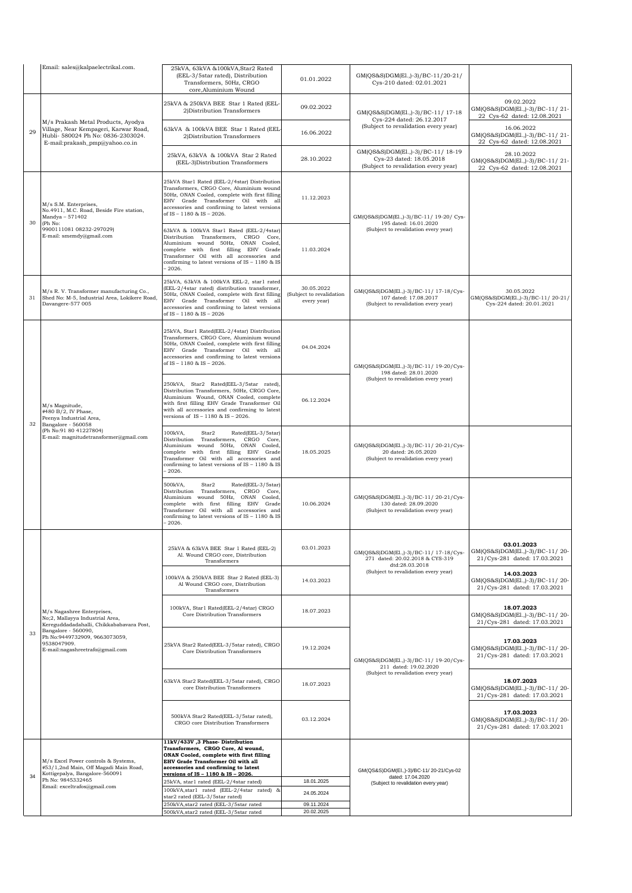| | Email: sales@kalpaelectrikal.com. | 25kVA, 63kVA &100kVA,Star2 Rated (EEL-3/5star rated), Distribution Transformers, 50Hz, CRGO core,Aluminium Wound | 01.01.2022 | GM(QS&S)DGM(El.,)-3)/BC-11/20-21/ Cys-210 dated: 02.01.2021 | |
|---|---|---|---|---|---|
| 29 | M/s Prakash Metal Products, Ayodya Village, Near Kempageri, Karwar Road, Hubli- 580024 Ph No: 0836-2303024. E-mail:prakash_pmp@yahoo.co.in | 25kVA & 250kVA BEE Star 1 Rated (EEL-2)Distribution Transformers | 09.02.2022 | GM(QS&S)DGM(El.,)-3)/BC-11/ 17-18 Cys-224 dated: 26.12.2017 (Subject to revalidation every year) | 09.02.2022 GM(QS&S)DGM(El.,)-3)/BC-11/ 21-22 Cys-62 dated: 12.08.2021 |
| | | 63kVA & 100kVA BEE Star 1 Rated (EEL-2)Distribution Transformers | 16.06.2022 | | 16.06.2022 GM(QS&S)DGM(El.,)-3)/BC-11/ 21-22 Cys-62 dated: 12.08.2021 |
| | | 25kVA, 63kVA & 100kVA Star 2 Rated (EEL-3)Distribution Transformers | 28.10.2022 | GM(QS&S)DGM(El.,)-3)/BC-11/ 18-19 Cys-23 dated: 18.05.2018 (Subject to revalidation every year) | 28.10.2022 GM(QS&S)DGM(El.,)-3)/BC-11/ 21-22 Cys-62 dated: 12.08.2021 |
| 30 | M/s S.M. Enterprises, No.4911, M.C. Road, Beside Fire station, Mandya – 571402 (Ph No: 9900111081 08232-297029) E-mail: smemdy@gmail.com | 25kVA Star1 Rated (EEL-2/4star) Distribution Transformers, CRGO Core, Aluminium wound 50Hz, ONAN Cooled, complete with first filling EHV Grade Transformer Oil with all accessories and confirming to latest versions of IS – 1180 & IS – 2026. | 11.12.2023 | GM(QS&S)DGM(El.,)-3)/BC-11/ 19-20/ Cys-195 dated: 16.01.2020 (Subject to revalidation every year) | |
| | | 63kVA & 100kVA Star1 Rated (EEL-2/4star) Distribution Transformers, CRGO Core, Aluminium wound 50Hz, ONAN Cooled, complete with first filling EHV Grade Transformer Oil with all accessories and confirming to latest versions of IS – 1180 & IS – 2026. | 11.03.2024 | | |
| 31 | M/s R. V. Transformer manufacturing Co., Shed No: M-5, Industrial Area, Lokikere Road, Davangere-577 005 | 25kVA, 63kVA & 100kVA EEL-2, star1 rated (EEL-2/4star rated) distribution transformer, 50Hz, ONAN Cooled, complete with first filling EHV Grade Transformer Oil with all accessories and confirming to latest versions of IS – 1180 & IS – 2026 | 30.05.2022 (Subject to revalidation every year) | GM(QS&S)DGM(El.,)-3)/BC-11/ 17-18/Cys-107 dated: 17.08.2017 (Subject to revalidation every year) | 30.05.2022 GM(QS&S)DGM(El.,)-3)/BC-11/ 20-21/ Cys-224 dated: 20.01.2021 |
| 32 | M/s Magnitude, #480 B/2, IV Phase, Peenya Industrial Area, Bangalore - 560058 (Ph No:91 80 41227804) E-mail: magnitudetransformer@gmail.com | 25kVA, Star1 Rated(EEL-2/4star) Distribution Transformers, CRGO Core, Aluminium wound 50Hz, ONAN Cooled, complete with first filling EHV Grade Transformer Oil with all accessories and confirming to latest versions of IS – 1180 & IS – 2026. | 04.04.2024 | GM(QS&S)DGM(El.,)-3)/BC-11/ 19-20/Cys-198 dated: 28.01.2020 (Subject to revalidation every year) | |
| | | 250kVA, Star2 Rated(EEL-3/5star rated), Distribution Transformers, 50Hz, CRGO Core, Aluminium Wound, ONAN Cooled, complete with first filling EHV Grade Transformer Oil with all accessories and confirming to latest versions of IS – 1180 & IS – 2026. | 06.12.2024 | | |
| | | 100kVA, Star2 Rated(EEL-3/5star) Distribution Transformers, CRGO Core, Aluminium wound 50Hz, ONAN Cooled, complete with first filling EHV Grade Transformer Oil with all accessories and confirming to latest versions of IS – 1180 & IS – 2026. | 18.05.2025 | GM(QS&S)DGM(El.,)-3)/BC-11/ 20-21/Cys-20 dated: 26.05.2020 (Subject to revalidation every year) | |
| | | 500kVA, Star2 Rated(EEL-3/5star) Distribution Transformers, CRGO Core, Aluminium wound 50Hz, ONAN Cooled, complete with first filling EHV Grade Transformer Oil with all accessories and confirming to latest versions of IS – 1180 & IS – 2026. | 10.06.2024 | GM(QS&S)DGM(El.,)-3)/BC-11/ 20-21/Cys-130 dated: 28.09.2020 (Subject to revalidation every year) | |
| 33 | M/s Nagashree Enterprises, No;2, Mallayya Industrial Area, Kereguddadadahalli, Chikkababavara Post, Bangalore - 560090, Ph No:9449732909, 9663073059, 9538047909. E-mail:nagashreetrafo@gmail.com | 25kVA & 63kVA BEE Star 1 Rated (EEL-2) Al. Wound CRGO core, Distribution Transformers | 03.01.2023 | GM(QS&S)DGM(El.,)-3)/BC-11/ 17-18/Cys-271 dated: 20.02.2018 & CYS-319 dtd:28.03.2018 (Subject to revalidation every year) | **03.01.2023** GM(QS&S)DGM(El.,)-3)/BC-11/ 20-21/Cys-281 dated: 17.03.2021 |
| | | 100kVA & 250kVA BEE Star 2 Rated (EEL-3) Al Wound CRGO core, Distribution Transformers | 14.03.2023 | | **14.03.2023** GM(QS&S)DGM(El.,)-3)/BC-11/ 20-21/Cys-281 dated: 17.03.2021 |
| | | 100kVA, Star1 Rated(EEL-2/4star) CRGO Core Distribution Transformers | 18.07.2023 | GM(QS&S)DGM(El.,)-3)/BC-11/ 19-20/Cys-211 dated: 19.02.2020 (Subject to revalidation every year) | **18.07.2023** GM(QS&S)DGM(El.,)-3)/BC-11/ 20-21/Cys-281 dated: 17.03.2021 |
| | | 25kVA Star2 Rated(EEL-3/5star rated), CRGO Core Distribution Transformers | 19.12.2024 | | **17.03.2023** GM(QS&S)DGM(El.,)-3)/BC-11/ 20-21/Cys-281 dated: 17.03.2021 |
| | | 63kVA Star2 Rated(EEL-3/5star rated), CRGO core Distribution Transformers | 18.07.2023 | | **18.07.2023** GM(QS&S)DGM(El.,)-3)/BC-11/ 20-21/Cys-281 dated: 17.03.2021 |
| | | 500kVA Star2 Rated(EEL-3/5star rated), CRGO core Distribution Transformers | 03.12.2024 | | **17.03.2023** GM(QS&S)DGM(El.,)-3)/BC-11/ 20-21/Cys-281 dated: 17.03.2021 |
| 34 | M/s Excel Power controls & Systems, #53/1,2nd Main, Off Magadi Main Road, Kottigepalya, Bangalore-560091 Ph No: 9845332465 Email: exceltrafos@gmail.com | **11kV/433V ,3 Phase- Distribution Transformers, CRGO Core, Al wound, ONAN Cooled, complete with first filling EHV Grade Transformer Oil with all accessories and confirming to latest versions of IS – 1180 & IS – 2026.** | | GM(QS&S)DGM(El.,)-3)/BC-11/ 20-21/Cys-02 dated: 17.04.2020 (Subject to revalidation every year) | |
| | | 25kVA, star1 rated (EEL-2/4star rated) | 18.01.2025 | | |
| | | 100kVA,star1 rated (EEL-2/4star rated) & star2 rated (EEL-3/5star rated) | 24.05.2024 | | |
| | | 250kVA,star2 rated (EEL-3/5star rated | 09.11.2024 | | |
| | | 500kVA,star2 rated (EEL-3/5star rated | 20.02.2025 | | |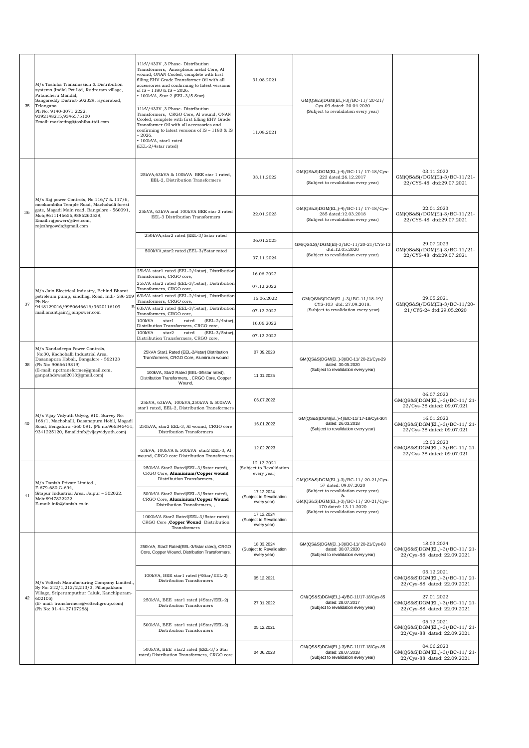| 35 | M/s Toshiba Transmission & Distribution systems (India) Pvt Ltd, Rudraram village, Patancheru Mandal, Sangareddy District-502329, Hyderabad, Telangana Ph No: 9140-3071 2222, 9392148215,9346575100 Email: marketing@toshiba-ttdi.com | 11kV/433V ,3 Phase- Distribution Transformers, Amorphous metal Core, Al wound, ONAN Cooled, complete with first filling EHV Grade Transformer Oil with all accessories and confirming to latest versions of IS – 1180 & IS – 2026. • 100kVA, Star 2 (EEL-3/5 Star) | 31.08.2021 | GM(QS&S)DGM(El.,)-3)/BC-11/ 20-21/ Cys-09 dated: 20.04.2020 (Subject to revalidation every year) | |
|---|---|---|---|---|---|
| | | 11kV/433V ,3 Phase- Distribution Transformers, CRGO Core, Al wound, ONAN Cooled, complete with first filling EHV Grade Transformer Oil with all accessories and confirming to latest versions of IS – 1180 & IS – 2026. • 100kVA, star1 rated (EEL-2/4star rated) | 11.08.2021 | | |
| 36 | M/s Raj power Controls, No.116/7 & 117/6, mookambika Temple Road, Machohalli forest gate, Magadi Main road, Bangalore - 560091, Mob;9611146656,9886260538, Email:rajpowers@live.com, rajeshrgowda@gmail.com | 25kVA,63kVA & 100kVA BEE star 1 rated, EEL-2, Distribution Transformers | 03.11.2022 | GM(QS&S)DGM(El.,)-4)/BC-11/ 17-18/Cys-223 dated:26.12.2017 (Subject to revalidation every year) | 03.11.2022 GM(QS&S)/DGM(El)-3/BC-11/21-22/CYS-48 dtd:29.07.2021 |
| | | 25kVA, 63kVA and 100kVA BEE star 2 rated EEL-3 Distribution Transformers | 22.01.2023 | GM(QS&S)DGM(El.,)-4)/BC-11/ 17-18/Cys-285 dated:12.03.2018 (Subject to revalidation every year) | 22.01.2023 GM(QS&S)/DGM(El)-3/BC-11/21-22/CYS-48 dtd:29.07.2021 |
| | | 250kVA,star2 rated (EEL-3/5star rated | 06.01.2025 | GM(QS&S)/DGM(El)-3/BC-11/20-21/CYS-13 dtd:12.05.2020 (Subject to revalidation every year) | 29.07.2023 GM(QS&S)/DGM(El)-3/BC-11/21-22/CYS-48 dtd:29.07.2021 |
| | | 500kVA,star2 rated (EEL-3/5star rated | 07.11.2024 | | |
| 37 | M/s Jain Electrical Industry, Behind Bharat petroleum pump, sindhagi Road, Indi- 586 209 Ph No: 9448129016/9980646616/9620116109. E mail:anant.jain@jainpower.com | 25kVA star1 rated (EEL-2/4star), Distribution Transformers, CRGO core, | 16.06.2022 | GM(QS&S)DGM(El.,)-3)/BC-11/18-19/ CYS-103 dtd: 27.09.2018. (Subject to revalidation every year) | 29.05.2021 GM(QS&S)/DGM(El)-3/BC-11/20-21/CYS-24 dtd:29.05.2020 |
| | | 25kVA star2 rated (EEL-3/5star), Distribution Transformers, CRGO core, | 07.12.2022 | | |
| | | 63kVA star1 rated (EEL-2/4star), Distribution Transformers, CRGO core, | 16.06.2022 | | |
| | | 63kVA star2 rated (EEL-3/5star), Distribution Transformers, CRGO core, | 07.12.2022 | | |
| | | 100kVA star1 rated (EEL-2/4star), Distribution Transformers, CRGO core, | 16.06.2022 | | |
| | | 100kVA star2 rated (EEL-3/5star), Distribution Transformers, CRGO core, | 07.12.2022 | | |
| 38 | M/s Nandadeepa Power Controls, No:30, Kachohalli Industrial Area, Dasanapura Hobali, Bangalore - 562123 (Ph No: 9066619819) (E-mail: npctransformer@gmail.com, ganpathdewasi2013@gmail.com) | 25kVA Star1 Rated (EEL-2/4star) Distribution Transformers, CRGO Core, Aluminium wound | 07.09.2023 | GM(QS&S)DGM(El.,)-3)/BC-11/ 20-21/Cys-29 dated: 30.05.2020 (Subject to revalidation every year) | |
| | | 100kVA, Star2 Rated (EEL-3/5star rated), Distribution Transformers, , CRGO Core, Copper Wound, | 11.01.2025 | | |
| 40 | M/s Vijay Vidyuth Udyog, #10, Survey No: 168/1, Machohalli, Dasanapura Hobli, Magadi Road, Bengaluru -560 091. (Ph no:966345451, 9341225120, Email:info@vijayvidyuth.com) | 25kVA, 63kVA, 100kVA,250kVA & 500kVA star1 rated, EEL-2, Distribution Transformers | 06.07.2022 | GM(QS&S)DGM(El.,)-4)/BC-11/ 17-18/Cys-304 dated: 26.03.2018 (Subject to revalidation every year) | 06.07.2022 GM(QS&S)DGM(El.,)-3)/BC-11/ 21-22/Cys-38 dated: 09.07.021 |
| | | 250kVA, star2 EEL-3, Al wound, CRGO core Distribution Transformers | 16.01.2022 | | 16.01.2022 GM(QS&S)DGM(El.,)-3)/BC-11/ 21-22/Cys-38 dated: 09.07.021 |
| | | 63kVA, 100kVA & 500kVA star2 EEL-3, Al wound, CRGO core Distribution Transformers | 12.02.2023 | | 12.02.2023 GM(QS&S)DGM(El.,)-3)/BC-11/ 21-22/Cys-38 dated: 09.07.021 |
| 41 | M/s Danish Private Limited., F-679-680,G-694, Sitapur Industrial Area, Jaipur – 302022. Mob:8947822222 E-mail: info@danish.co.in | 250kVA Star2 Rated(EEL-3/5star rated), CRGO Core, **Aluminium/Copper wound** Distribution Transformers, | 12.12.2021 (Subject to Revalidation every year) | GM(QS&S)DGM(El.,)-3)/BC-11/ 20-21/Cys-57 dated: 09.07.2020 (Subject to revalidation every year) & GM(QS&S)DGM(El.,)-3)/BC-11/ 20-21/Cys-170 dated: 13.11.2020 (Subject to revalidation every year) | |
| | | 500kVA Star2 Rated(EEL-3/5star rated), CRGO Core, **Aluminium/Copper Wound** Distribution Transformers, , | 17.12.2024 (Subject to Revalidation every year) | | |
| | | 1000kVA Star2 Rated(EEL-3/5star rated) CRGO Core ,**Copper Wound** Distribution Transformers | 17.12.2024 (Subject to Revalidation every year) | | |
| 42 | M/s Voltech Manufacturing Company Limited., Sy No: 212/1,212/2,213/3, Pillaipakkam Village, Sriperumputhur Taluk, Kanchipuram-602105) (E- mail: transformers@voltechgroup.com) (Ph No: 91-44-27107288) | 250kVA, Star2 Rated(EEL-3/5star rated), CRGO Core, Copper Wound, Distribution Transformers, | 18.03.2024 (Subject to Revalidation every year) | GM(QS&S)DGM(El.,)-3)/BC-11/ 20-21/Cys-63 dated: 30.07.2020 (Subject to revalidation every year) | 18.03.2024 GM(QS&S)DGM(El.,)-3)/BC-11/ 21-22/Cys-88 dated: 22.09.2021 |
| | | 100kVA, BEE star1 rated (4Star/EEL-2) Distribution Transformers | 05.12.2021 | GM(QS&S)DGM(El.,)-4)/BC-11/17-18/Cys-85 dated: 28.07.2017 (Subject to revalidation every year) | 05.12.2021 GM(QS&S)DGM(El.,)-3)/BC-11/ 21-22/Cys-88 dated: 22.09.2021 |
| | | 250kVA, BEE star1 rated (4Star/EEL-2) Distribution Transformers | 27.01.2022 | | 27.01.2022 GM(QS&S)DGM(El.,)-3)/BC-11/ 21-22/Cys-88 dated: 22.09.2021 |
| | | 500kVA, BEE star1 rated (4Star/EEL-2) Distribution Transformers | 05.12.2021 | | 05.12.2021 GM(QS&S)DGM(El.,)-3)/BC-11/ 21-22/Cys-88 dated: 22.09.2021 |
| | | 500kVA, BEE star2 rated (EEL-3/5 Star rated) Distribution Transformers, CRGO core | 04.06.2023 | GM(QS&S)DGM(El.,)-3)/BC-11/17-18/Cys-85 dated: 28.07.2018 (Subject to revalidation every year) | 04.06.2023 GM(QS&S)DGM(El.,)-3)/BC-11/ 21-22/Cys-88 dated: 22.09.2021 |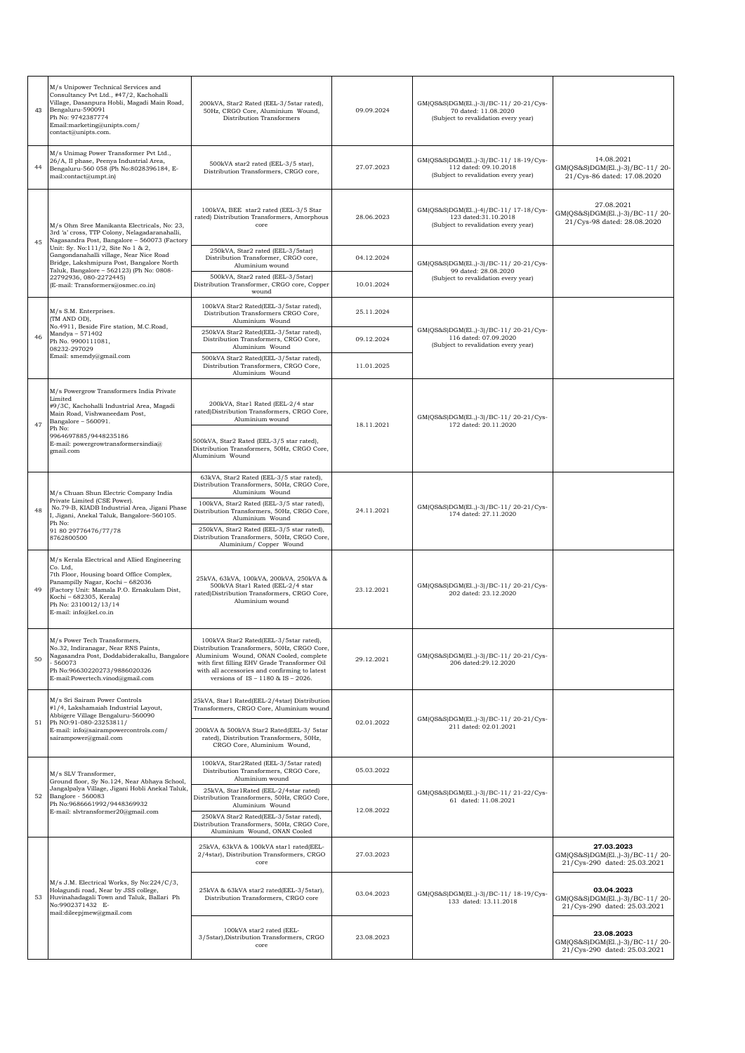| 43 | M/s Unipower Technical Services and Consultancy Pvt Ltd., #47/2, Kachohalli Village, Dasanpura Hobli, Magadi Main Road, Bengaluru-590091 Ph No: 9742387774 Email:marketing@unipts.com/ contact@unipts.com. | 200kVA, Star2 Rated (EEL-3/5star rated), 50Hz, CRGO Core, Aluminium Wound, Distribution Transformers | 09.09.2024 | GM(QS&S)DGM(El.,)-3)/BC-11/ 20-21/Cys-70 dated: 11.08.2020 (Subject to revalidation every year) | |
|---|---|---|---|---|---|
| 44 | M/s Unimag Power Transformer Pvt Ltd., 26/A, II phase, Peenya Industrial Area, Bengaluru-560 058 (Ph No:8028396184, E-mail:contact@umpt.in) | 500kVA star2 rated (EEL-3/5 star), Distribution Transformers, CRGO core, | 27.07.2023 | GM(QS&S)DGM(El.,)-3)/BC-11/ 18-19/Cys-112 dated: 09.10.2018 (Subject to revalidation every year) | 14.08.2021 GM(QS&S)DGM(El.,)-3)/BC-11/ 20-21/Cys-86 dated: 17.08.2020 |
| 45 | M/s Ohm Sree Manikanta Electricals, No: 23, 3rd 'a' cross, TTP Colony, Nelagadaranahalli, Nagasandra Post, Bangalore – 560073 (Factory Unit: Sy. No:111/2, Site No 1 & 2, Gangondanahalli village, Near Nice Road Bridge, Lakshmipura Post, Bangalore North Taluk, Bangalore – 562123) (Ph No: 0808-22792936, 080-2272445) (E-mail: Transformers@osmec.co.in) | 100kVA, BEE star2 rated (EEL-3/5 Star rated) Distribution Transformers, Amorphous core | 28.06.2023 | GM(QS&S)DGM(El.,)-4)/BC-11/ 17-18/Cys-123 dated:31.10.2018 (Subject to revalidation every year) | 27.08.2021 GM(QS&S)DGM(El.,)-3)/BC-11/ 20-21/Cys-98 dated: 28.08.2020 |
| | | 250kVA, Star2 rated (EEL-3/5star) Distribution Transformer, CRGO core, Aluminium wound | 04.12.2024 | GM(QS&S)DGM(El.,)-3)/BC-11/ 20-21/Cys-99 dated: 28.08.2020 (Subject to revalidation every year) | |
| | | 500kVA, Star2 rated (EEL-3/5star) Distribution Transformer, CRGO core, Copper wound | 10.01.2024 | | |
| 46 | M/s S.M. Enterprises. (TM AND OD), No.4911, Beside Fire station, M.C.Road, Mandya – 571402 Ph No. 9900111081, 08232-297029 Email: smemdy@gmail.com | 100kVA Star2 Rated(EEL-3/5star rated), Distribution Transformers CRGO Core, Aluminium Wound | 25.11.2024 | GM(QS&S)DGM(El.,)-3)/BC-11/ 20-21/Cys-116 dated: 07.09.2020 (Subject to revalidation every year) | |
| | | 250kVA Star2 Rated(EEL-3/5star rated), Distribution Transformers, CRGO Core, Aluminium Wound | 09.12.2024 | | |
| | | 500kVA Star2 Rated(EEL-3/5star rated), Distribution Transformers, CRGO Core, Aluminium Wound | 11.01.2025 | | |
| 47 | M/s Powergrow Transformers India Private Limited #9/3C, Kachohalli Industrial Area, Magadi Main Road, Vishwaneedam Post, Bangalore – 560091. Ph No: 9964697885/9448235186 E-mail: powergrowtransformersindia@ gmail.com | 200kVA, Star1 Rated (EEL-2/4 star rated)Distribution Transformers, CRGO Core, Aluminium wound | 18.11.2021 | GM(QS&S)DGM(El.,)-3)/BC-11/ 20-21/Cys-172 dated: 20.11.2020 | |
| | | 500kVA, Star2 Rated (EEL-3/5 star rated), Distribution Transformers, 50Hz, CRGO Core, Aluminium Wound | | | |
| 48 | M/s Chuan Shun Electric Company India Private Limited (CSE Power). No.79-B, KIADB Industrial Area, Jigani Phase I, Jigani, Anekal Taluk, Bangalore-560105. Ph No: 91 80 29776476/77/78 8762800500 | 63kVA, Star2 Rated (EEL-3/5 star rated), Distribution Transformers, 50Hz, CRGO Core, Aluminium Wound | 24.11.2021 | GM(QS&S)DGM(El.,)-3)/BC-11/ 20-21/Cys-174 dated: 27.11.2020 | |
| | | 100kVA, Star2 Rated (EEL-3/5 star rated), Distribution Transformers, 50Hz, CRGO Core, Aluminium Wound | | | |
| | | 250kVA, Star2 Rated (EEL-3/5 star rated), Distribution Transformers, 50Hz, CRGO Core, Aluminium/ Copper Wound | | | |
| 49 | M/s Kerala Electrical and Allied Engineering Co. Ltd, 7th Floor, Housing board Office Complex, Panampilly Nagar, Kochi – 682036 (Factory Unit: Mamala P.O. Ernakulam Dist, Kochi – 682305, Kerala) Ph No: 2310012/13/14 E-mail: info@kel.co.in | 25kVA, 63kVA, 100kVA, 200kVA, 250kVA & 500kVA Star1 Rated (EEL-2/4 star rated)Distribution Transformers, CRGO Core, Aluminium wound | 23.12.2021 | GM(QS&S)DGM(El.,)-3)/BC-11/ 20-21/Cys-202 dated: 23.12.2020 | |
| 50 | M/s Power Tech Transformers, No.32, Indiranagar, Near RNS Paints, Nagasandra Post, Doddabiderakallu, Bangalore - 560073 Ph No:96630220273/9886020326 E-mail:Powertech.vinod@gmail.com | 100kVA Star2 Rated(EEL-3/5star rated), Distribution Transformers, 50Hz, CRGO Core, Aluminium Wound, ONAN Cooled, complete with first filling EHV Grade Transformer Oil with all accessories and confirming to latest versions of IS – 1180 & IS – 2026. | 29.12.2021 | GM(QS&S)DGM(El.,)-3)/BC-11/ 20-21/Cys-206 dated:29.12.2020 | |
| 51 | M/s Sri Sairam Power Controls #1/4, Lakshamaiah Industrial Layout, Abbigere Village Bengaluru-560090 Ph NO:91-080-23253811/ E-mail: info@sairampowercontrols.com/ sairampower@gmail.com | 25kVA, Star1 Rated(EEL-2/4star) Distribution Transformers, CRGO Core, Aluminium wound | 02.01.2022 | GM(QS&S)DGM(El.,)-3)/BC-11/ 20-21/Cys-211 dated: 02.01.2021 | |
| | | 200kVA & 500kVA Star2 Rated(EEL-3/ 5star rated), Distribution Transformers, 50Hz, CRGO Core, Aluminium Wound, | | | |
| 52 | M/s SLV Transformer, Ground floor, Sy No.124, Near Abhaya School, Jangalpalya Village, Jigani Hobli Anekal Taluk, Banglore - 560083 Ph No:9686661992/9448369932 E-mail: slvtransformer20@gmail.com | 100kVA, Star2Rated (EEL-3/5star rated) Distribution Transformers, CRGO Core, Aluminium wound | 05.03.2022 | GM(QS&S)DGM(El.,)-3)/BC-11/ 21-22/Cys-61 dated: 11.08.2021 | |
| | | 25kVA, Star1Rated (EEL-2/4star rated) Distribution Transformers, 50Hz, CRGO Core, Aluminium Wound | 12.08.2022 | | |
| | | 250kVA Star2 Rated(EEL-3/5star rated), Distribution Transformers, 50Hz, CRGO Core, Aluminium Wound, ONAN Cooled | | | |
| 53 | M/s J.M. Electrical Works, Sy No:224/C/3, Holagundi road, Near by JSS college, Huvinahadagali Town and Taluk, Ballari Ph No:9902371432 E-mail:dileepjmew@gmail.com | 25kVA, 63kVA & 100kVA star1 rated(EEL-2/4star), Distribution Transformers, CRGO core | 27.03.2023 | GM(QS&S)DGM(El.,)-3)/BC-11/ 18-19/Cys-133 dated: 13.11.2018 | **27.03.2023** GM(QS&S)DGM(El.,)-3)/BC-11/ 20-21/Cys-290 dated: 25.03.2021 |
| | | 25kVA & 63kVA star2 rated(EEL-3/5star), Distribution Transformers, CRGO core | 03.04.2023 | | **03.04.2023** GM(QS&S)DGM(El.,)-3)/BC-11/ 20-21/Cys-290 dated: 25.03.2021 |
| | | 100kVA star2 rated (EEL-3/5star),Distribution Transformers, CRGO core | 23.08.2023 | | **23.08.2023** GM(QS&S)DGM(El.,)-3)/BC-11/ 20-21/Cys-290 dated: 25.03.2021 |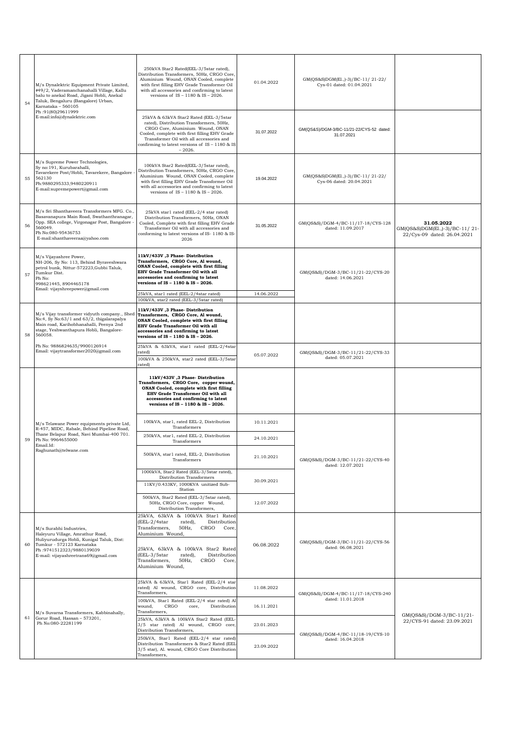| | | | | | |
|---|---|---|---|---|---|
| 54 | M/s Dynalektric Equipment Private Limited, #49/2, Vaderamanchanahalli Village, Kallu balu to anekal Road, Jigani Hobli, Anekal Taluk, Bengaluru (Bangalore) Urban, Karnataka – 560105<br>Ph :91(80)29611999<br>E-mail:info@dynalektric.com | 250kVA Star2 Rated(EEL-3/5star rated), Distribution Transformers, 50Hz, CRGO Core, Aluminium Wound, ONAN Cooled, complete with first filling EHV Grade Transformer Oil with all accessories and confirming to latest versions of IS – 1180 & IS – 2026. | 01.04.2022 | GM(QS&S)DGM(El.,)-3)/BC-11/ 21-22/ Cys-01 dated: 01.04.2021 | |
| | | 25kVA & 63kVA Star2 Rated (EEL-3/5star rated), Distribution Transformers, 50Hz, CRGO Core, Aluminium Wound, ONAN Cooled, complete with first filling EHV Grade Transformer Oil with all accessories and confirming to latest versions of IS – 1180 & IS – 2026. | 31.07.2022 | GM(QS&S)/DGM-3/BC-11/21-22/CYS-52 dated: 31.07.2021 | |
| 55 | M/s Supreme Power Technologies, Sy no:191, Kurubarahalli, Tavarekere Post/Hobli, Tavarekere, Bangalore - 562130<br>Ph:9880295333,9480220911<br>E-mail:supremepowert@gmail.com | 100kVA Star2 Rated(EEL-3/5star rated), Distribution Transformers, 50Hz, CRGO Core, Aluminium Wound, ONAN Cooled, complete with first filling EHV Grade Transformer Oil with all accessories and confirming to latest versions of IS – 1180 & IS – 2026. | 19.04.2022 | GM(QS&S)DGM(El.,)-3)/BC-11/ 21-22/ Cys-06 dated: 20.04.2021 | |
| 56 | M/s Sri Shanthaveera Transformers MFG. Co., Basavanapura Main Road, Swathanthranagar, Opp. SEA college, Virgonagar Post, Bangalore - 560049.<br>Ph No:080-95436753<br>E-mail:shanthaveeraa@yahoo.com | 25kVA star1 rated (EEL-2/4 star rated) Distribution Transformers, 50Hz, ONAN Cooled, Complete with first filling EHV Grade Transformer Oil with all accessories and conforming to latest versions of IS- 1180 & IS-2026 | 31.05.2022 | GM(QS&S)/DGM-4/BC-11/17-18/CYS-128 dated: 11.09.2017 | **31.05.2022** GM(QS&S)DGM(El.,)-3)/BC-11/ 21-22/Cys-09 dated: 26.04.2021 |
| 57 | M/s Vijayashree Power, NH-206, Sy No: 113, Behind Byraveshwara petrol bunk, Nittur-572223,Gubbi Taluk, Tumkur Dist.<br>Ph No:<br>998621445, 8904465178<br>Email: vijayshreepower@gmail.com | **11kV/433V ,3 Phase- Distribution Transformers, CRGO Core, Al wound, ONAN Cooled, complete with first filling EHV Grade Transformer Oil with all accessories and confirming to latest versions of IS – 1180 & IS – 2026.** | | GM(QS&S)/DGM-3/BC-11/21-22/CYS-20 dated: 14.06.2021 | |
| | | 25kVA, star1 rated (EEL-2/4star rated)<br>100kVA, star2 rated (EEL-3/5star rated) | 14.06.2022 | | |
| 58 | M/s Vijay transformer vidyuth company., Shed No:4, Sy No:63/1 and 63/2, thigalarapalya Main road, Karihobhanahalli, Peenya 2nd stage, Yeshwanthapura Hobli, Bangalore-560058.<br>Ph No: 9886824635/9900126914<br>Email: vijaytransformer2020@gmail.com | **11kV/433V ,3 Phase- Distribution Transformers, CRGO Core, Al wound, ONAN Cooled, complete with first filling EHV Grade Transformer Oil with all accessories and confirming to latest versions of IS – 1180 & IS – 2026.** | | | |
| | | 25kVA & 63kVA, star1 rated (EEL-2/4star rated)<br>100kVA & 250kVA, star2 rated (EEL-3/5star rated) | 05.07.2022 | GM(QS&S)/DGM-3/BC-11/21-22/CYS-33 dated: 05.07.2021 | |
| 59 | M/s Telawane Power equipments private Ltd, R-457, MIDC, Rabale, Behind Pipeline Road, Thane Belapur Road, Navi Mumbai-400 701.<br>Ph No: 9964655000<br>Email.Id:<br>Raghunath@telwane.com | **11kV/433V ,3 Phase- Distribution Transformers, CRGO Core, copper wound, ONAN Cooled, complete with first filling EHV Grade Transformer Oil with all accessories and confirming to latest versions of IS – 1180 & IS – 2026.** | | GM(QS&S)/DGM-3/BC-11/21-22/CYS-40 dated: 12.07.2021 | |
| | | 100kVA, star1, rated EEL-2, Distribution Transformers | 10.11.2021 | | |
| | | 250kVA, star1, rated EEL-2, Distribution Transformers | 24.10.2021 | | |
| | | 500kVA, star1 rated, EEL-2, Distribution Transformers | 21.10.2021 | | |
| | | 1000kVA, Star2 Rated (EEL-3/5star rated), Distribution Transformers<br>11KV/0.433KV, 1000KVA unitized Sub-Station | 30.09.2021 | | |
| | | 500kVA, Star2 Rated (EEL-3/5star rated), 50Hz, CRGO Core, copper Wound, Distribution Transformers, | 12.07.2022 | | |
| 60 | M/s Surabhi Industries, Haleyuru Village, Amrathur Road, Huliyurudurga Hobli, Kunigal Taluk, Dist: Tumkur - 572123 Karnataka<br>Ph :9741512323/9880139039<br>E-mail: vijayashreetrans69@gmail.com | 25kVA, 63kVA & 100kVA Star1 Rated (EEL-2/4star rated), Distribution Transformers, 50Hz, CRGO Core, Aluminium Wound,<br>25kVA, 63kVA & 100kVA Star2 Rated (EEL-3/5star rated), Distribution Transformers, 50Hz, CRGO Core, Aluminium Wound, | 06.08.2022 | GM(QS&S)/DGM-3/BC-11/21-22/CYS-56 dated: 06.08.2021 | |
| 61 | M/s Suvarna Transformers, Kabbinahally, Gorur Road, Hassan – 573201,<br>Ph No:080-22281199 | 25kVA & 63kVA, Star1 Rated (EEL-2/4 star rated) Al wound, CRGO core, Distribution Transformers, | 11.08.2022 | GM(QS&S)/DGM-4/BC-11/17-18/CYS-240 dated: 11.01.2018 | GM(QS&S)/DGM-3/BC-11/21-22/CYS-91 dated: 23.09.2021 |
| | | 100kVA, Star1 Rated (EEL-2/4 star rated) Al wound, CRGO core, Distribution Transformers, | 16.11.2021 | | |
| | | 25kVA, 63kVA & 100kVA Star2 Rated (EEL-3/5 star rated) Al wound, CRGO core, Distribution Transformers, | 23.01.2023 | GM(QS&S)/DGM-4/BC-11/18-19/CYS-10 dated: 16.04.2018 | |
| | | 250kVA, Star1 Rated (EEL-2/4 star rated) Distribution Transformers & Star2 Rated (EEL 3/5 star), Al. wound, CRGO Core Distribution Transformers, | 23.09.2022 | | |